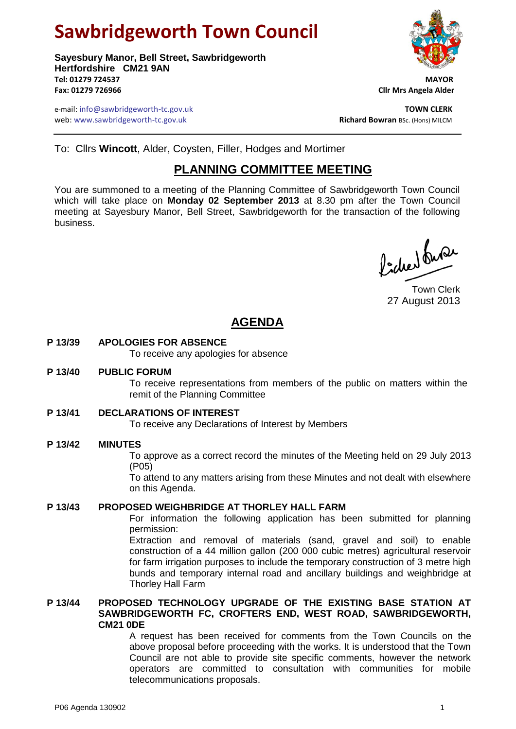# Sawbridgeworth Town Council

**Sayesbury Manor, Bell Street, Sawbridgeworth**
**Hertfordshire CM21 9AN**
**Tel: 01279 724537**
**Fax: 01279 726966**

e-mail: info@sawbridgeworth-tc.gov.uk
web: www.sawbridgeworth-tc.gov.uk

**MAYOR**
**Cllr Mrs Angela Alder**

**TOWN CLERK**
**Richard Bowran** BSc. (Hons) MILCM

To: Cllrs **Wincott**, Alder, Coysten, Filler, Hodges and Mortimer

## PLANNING COMMITTEE MEETING

You are summoned to a meeting of the Planning Committee of Sawbridgeworth Town Council which will take place on **Monday 02 September 2013** at 8.30 pm after the Town Council meeting at Sayesbury Manor, Bell Street, Sawbridgeworth for the transaction of the following business.

Town Clerk
27 August 2013

## AGENDA

**P 13/39 APOLOGIES FOR ABSENCE**

To receive any apologies for absence

**P 13/40 PUBLIC FORUM**

To receive representations from members of the public on matters within the remit of the Planning Committee

**P 13/41 DECLARATIONS OF INTEREST**

To receive any Declarations of Interest by Members

**P 13/42 MINUTES**

To approve as a correct record the minutes of the Meeting held on 29 July 2013 (P05)

To attend to any matters arising from these Minutes and not dealt with elsewhere on this Agenda.

**P 13/43 PROPOSED WEIGHBRIDGE AT THORLEY HALL FARM**

For information the following application has been submitted for planning permission:

Extraction and removal of materials (sand, gravel and soil) to enable construction of a 44 million gallon (200 000 cubic metres) agricultural reservoir for farm irrigation purposes to include the temporary construction of 3 metre high bunds and temporary internal road and ancillary buildings and weighbridge at Thorley Hall Farm

**P 13/44 PROPOSED TECHNOLOGY UPGRADE OF THE EXISTING BASE STATION AT SAWBRIDGEWORTH FC, CROFTERS END, WEST ROAD, SAWBRIDGEWORTH, CM21 0DE**

A request has been received for comments from the Town Councils on the above proposal before proceeding with the works. It is understood that the Town Council are not able to provide site specific comments, however the network operators are committed to consultation with communities for mobile telecommunications proposals.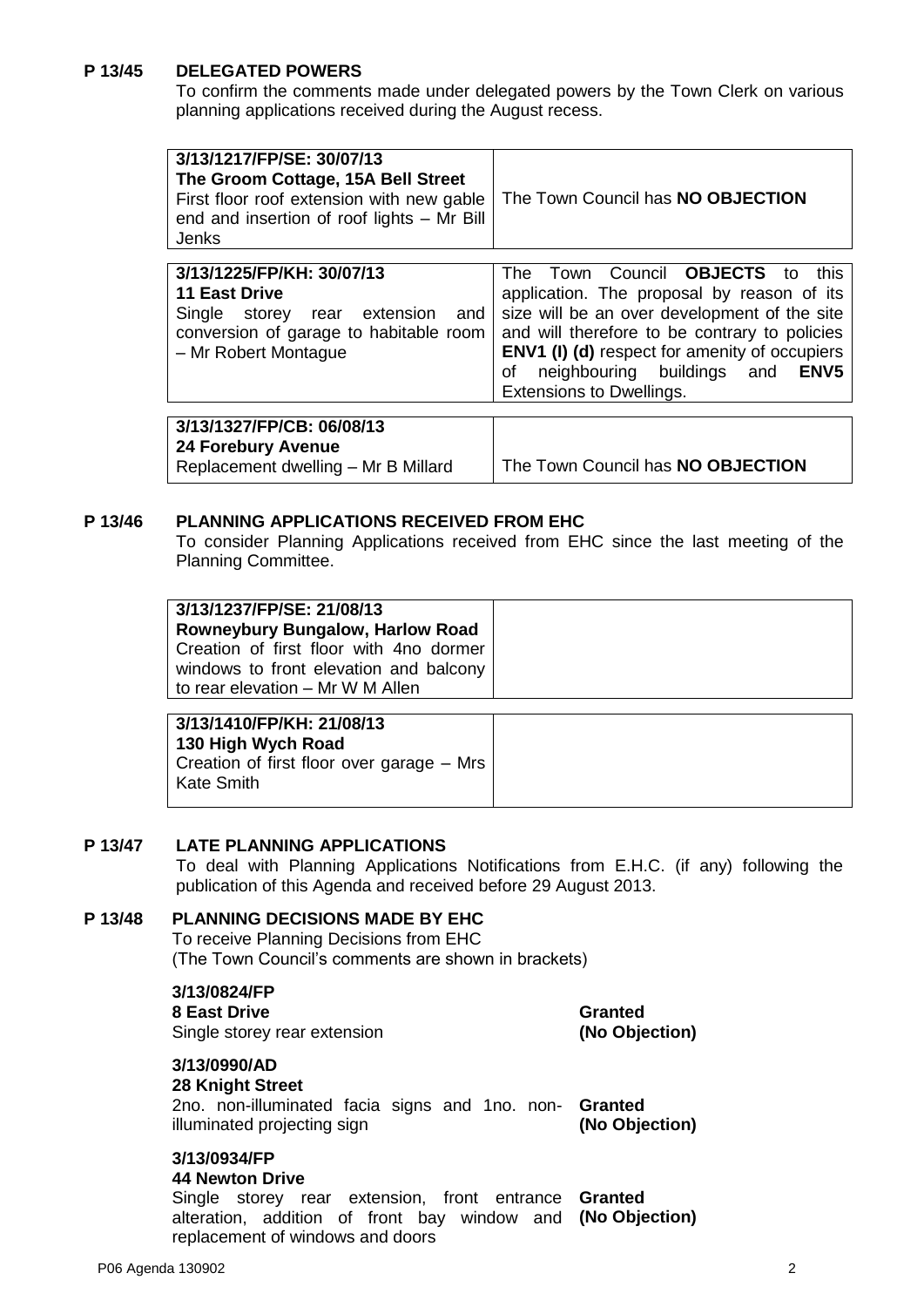**P 13/45 DELEGATED POWERS**

To confirm the comments made under delegated powers by the Town Clerk on various planning applications received during the August recess.

| Application | Comments |
| --- | --- |
| **3/13/1217/FP/SE: 30/07/13**<br>**The Groom Cottage, 15A Bell Street**<br>First floor roof extension with new gable end and insertion of roof lights – Mr Bill Jenks | The Town Council has **NO OBJECTION** |
| **3/13/1225/FP/KH: 30/07/13**<br>**11 East Drive**<br>Single storey rear extension and conversion of garage to habitable room – Mr Robert Montague | The Town Council **OBJECTS** to this application. The proposal by reason of its size will be an over development of the site and will therefore to be contrary to policies **ENV1 (I) (d)** respect for amenity of occupiers of neighbouring buildings and **ENV5** Extensions to Dwellings. |
| **3/13/1327/FP/CB: 06/08/13**<br>**24 Forebury Avenue**<br>Replacement dwelling – Mr B Millard | The Town Council has **NO OBJECTION** |

**P 13/46 PLANNING APPLICATIONS RECEIVED FROM EHC**

To consider Planning Applications received from EHC since the last meeting of the Planning Committee.

| Application | Comments |
| --- | --- |
| **3/13/1237/FP/SE: 21/08/13**<br>**Rowneybury Bungalow, Harlow Road**<br>Creation of first floor with 4no dormer windows to front elevation and balcony to rear elevation – Mr W M Allen | |
| **3/13/1410/FP/KH: 21/08/13**<br>**130 High Wych Road**<br>Creation of first floor over garage – Mrs Kate Smith | |

**P 13/47 LATE PLANNING APPLICATIONS**

To deal with Planning Applications Notifications from E.H.C. (if any) following the publication of this Agenda and received before 29 August 2013.

**P 13/48 PLANNING DECISIONS MADE BY EHC**

To receive Planning Decisions from EHC
(The Town Council's comments are shown in brackets)

| Application | Decision |
| --- | --- |
| **3/13/0824/FP**<br>**8 East Drive**<br>Single storey rear extension | **Granted**<br>**(No Objection)** |
| **3/13/0990/AD**<br>**28 Knight Street**<br>2no. non-illuminated facia signs and 1no. non-illuminated projecting sign | **Granted**<br>**(No Objection)** |
| **3/13/0934/FP**<br>**44 Newton Drive**<br>Single storey rear extension, front entrance alteration, addition of front bay window and replacement of windows and doors | **Granted**<br>**(No Objection)** |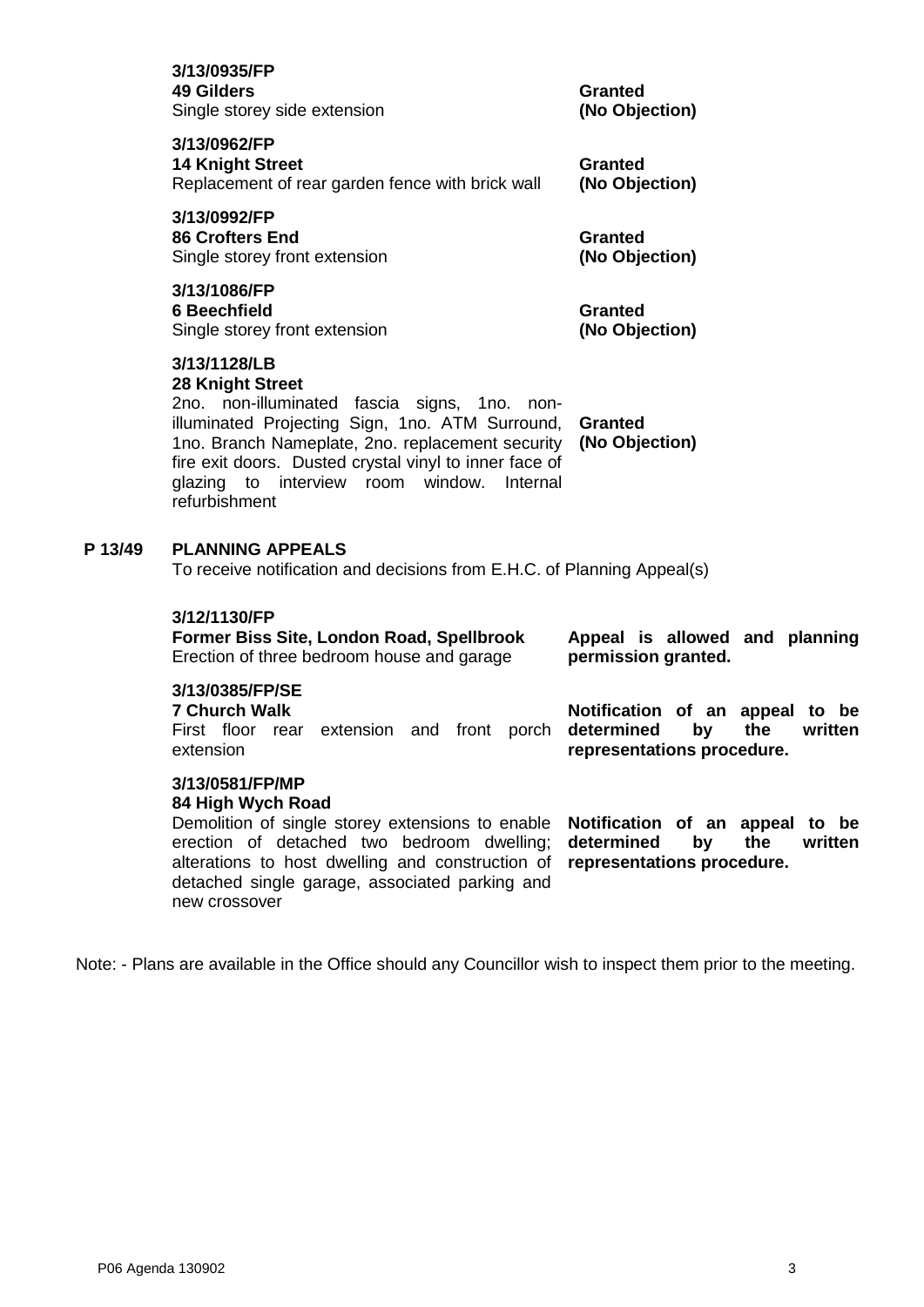**3/13/0935/FP**
**49 Gilders**
Single storey side extension — **Granted (No Objection)**

**3/13/0962/FP**
**14 Knight Street**
Replacement of rear garden fence with brick wall — **Granted (No Objection)**

**3/13/0992/FP**
**86 Crofters End**
Single storey front extension — **Granted (No Objection)**

**3/13/1086/FP**
**6 Beechfield**
Single storey front extension — **Granted (No Objection)**

**3/13/1128/LB**
**28 Knight Street**
2no. non-illuminated fascia signs, 1no. non-illuminated Projecting Sign, 1no. ATM Surround, 1no. Branch Nameplate, 2no. replacement security fire exit doors. Dusted crystal vinyl to inner face of glazing to interview room window. Internal refurbishment — **Granted (No Objection)**

## P 13/49 PLANNING APPEALS

To receive notification and decisions from E.H.C. of Planning Appeal(s)

**3/12/1130/FP**
**Former Biss Site, London Road, Spellbrook**
Erection of three bedroom house and garage — **Appeal is allowed and planning permission granted.**

**3/13/0385/FP/SE**
**7 Church Walk**
First floor rear extension and front porch extension — **Notification of an appeal to be determined by the written representations procedure.**

**3/13/0581/FP/MP**
**84 High Wych Road**
Demolition of single storey extensions to enable erection of detached two bedroom dwelling; alterations to host dwelling and construction of detached single garage, associated parking and new crossover — **Notification of an appeal to be determined by the written representations procedure.**

Note: - Plans are available in the Office should any Councillor wish to inspect them prior to the meeting.